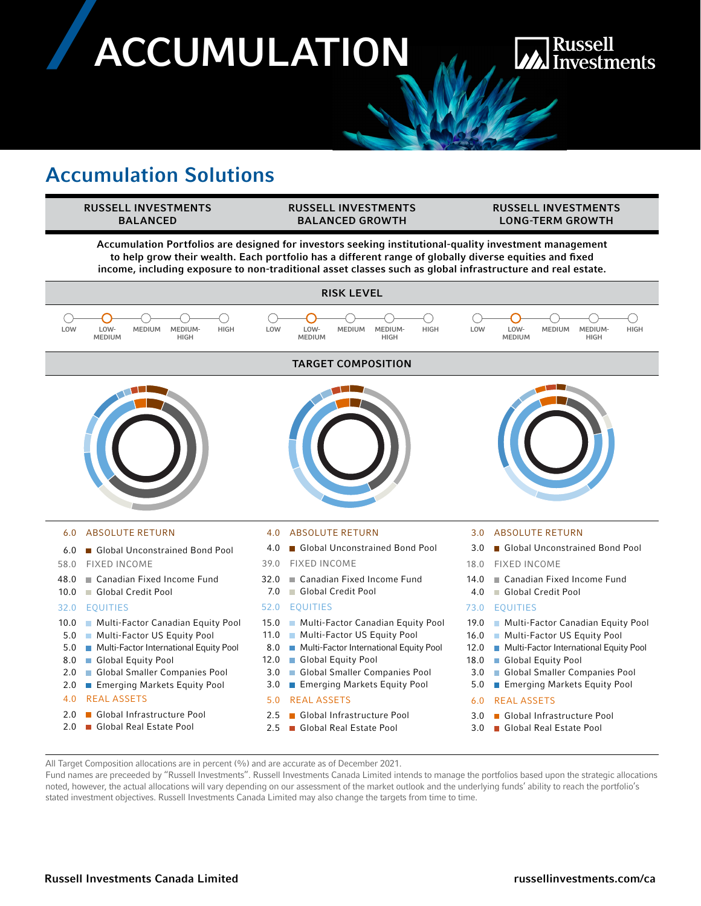# ACCUMULATION

Russell Investments

## Accumulation Solutions

| RUSSELL INVESTMENTS BALANCED | RUSSELL INVESTMENTS BALANCED GROWTH | RUSSELL INVESTMENTS LONG-TERM GROWTH |
|---|---|---|

**Accumulation Portfolios are designed for investors seeking institutional-quality investment management to help grow their wealth. Each portfolio has a different range of globally diverse equities and fixed income, including exposure to non-traditional asset classes such as global infrastructure and real estate.**

### RISK LEVEL

| | Balanced | Balanced Growth | Long-Term Growth |
|---|---|---|---|
| Risk Level | Low-Medium | Low-Medium | Low-Medium |

(Scale: LOW, LOW-MEDIUM, MEDIUM, MEDIUM-HIGH, HIGH)

### TARGET COMPOSITION

| | Balanced | Balanced Growth | Long-Term Growth |
|---|---|---|---|
| **ABSOLUTE RETURN** | **6.0** | **4.0** | **3.0** |
| Global Unconstrained Bond Pool | 6.0 | 4.0 | 3.0 |
| **FIXED INCOME** | **58.0** | **39.0** | **18.0** |
| Canadian Fixed Income Fund | 48.0 | 32.0 | 14.0 |
| Global Credit Pool | 10.0 | 7.0 | 4.0 |
| **EQUITIES** | **32.0** | **52.0** | **73.0** |
| Multi-Factor Canadian Equity Pool | 10.0 | 15.0 | 19.0 |
| Multi-Factor US Equity Pool | 5.0 | 11.0 | 16.0 |
| Multi-Factor International Equity Pool | 5.0 | 8.0 | 12.0 |
| Global Equity Pool | 8.0 | 12.0 | 18.0 |
| Global Smaller Companies Pool | 2.0 | 3.0 | 3.0 |
| Emerging Markets Equity Pool | 2.0 | 3.0 | 5.0 |
| **REAL ASSETS** | **4.0** | **5.0** | **6.0** |
| Global Infrastructure Pool | 2.0 | 2.5 | 3.0 |
| Global Real Estate Pool | 2.0 | 2.5 | 3.0 |

All Target Composition allocations are in percent (%) and are accurate as of December 2021.

Fund names are preceeded by "Russell Investments". Russell Investments Canada Limited intends to manage the portfolios based upon the strategic allocations noted, however, the actual allocations will vary depending on our assessment of the market outlook and the underlying funds' ability to reach the portfolio's stated investment objectives. Russell Investments Canada Limited may also change the targets from time to time.

**Russell Investments Canada Limited** **russellinvestments.com/ca**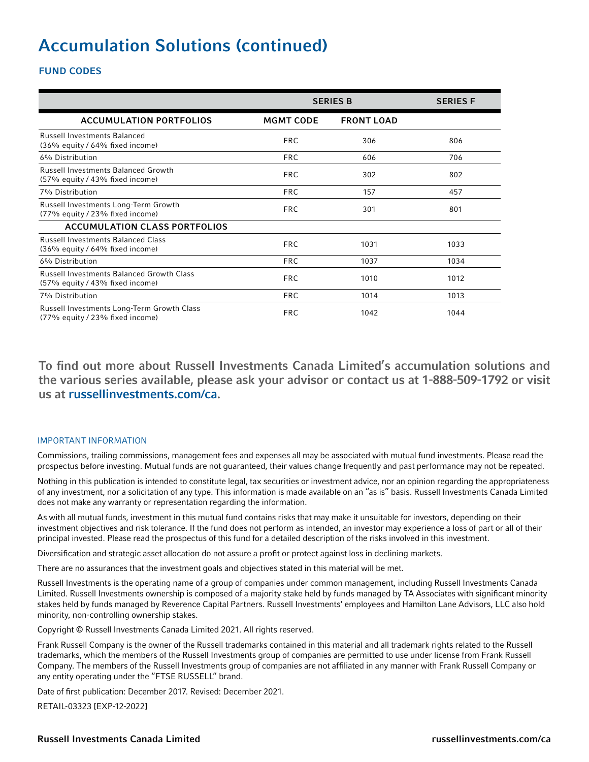# Accumulation Solutions (continued)

### FUND CODES

| | SERIES B | | SERIES F |
|---|---|---|---|
| **ACCUMULATION PORTFOLIOS** | **MGMT CODE** | **FRONT LOAD** | |
| Russell Investments Balanced (36% equity / 64% fixed income) | FRC | 306 | 806 |
| 6% Distribution | FRC | 606 | 706 |
| Russell Investments Balanced Growth (57% equity / 43% fixed income) | FRC | 302 | 802 |
| 7% Distribution | FRC | 157 | 457 |
| Russell Investments Long-Term Growth (77% equity / 23% fixed income) | FRC | 301 | 801 |
| **ACCUMULATION CLASS PORTFOLIOS** | | | |
| Russell Investments Balanced Class (36% equity / 64% fixed income) | FRC | 1031 | 1033 |
| 6% Distribution | FRC | 1037 | 1034 |
| Russell Investments Balanced Growth Class (57% equity / 43% fixed income) | FRC | 1010 | 1012 |
| 7% Distribution | FRC | 1014 | 1013 |
| Russell Investments Long-Term Growth Class (77% equity / 23% fixed income) | FRC | 1042 | 1044 |

**To find out more about Russell Investments Canada Limited's accumulation solutions and the various series available, please ask your advisor or contact us at 1-888-509-1792 or visit us at russellinvestments.com/ca.**

#### IMPORTANT INFORMATION

Commissions, trailing commissions, management fees and expenses all may be associated with mutual fund investments. Please read the prospectus before investing. Mutual funds are not guaranteed, their values change frequently and past performance may not be repeated.

Nothing in this publication is intended to constitute legal, tax securities or investment advice, nor an opinion regarding the appropriateness of any investment, nor a solicitation of any type. This information is made available on an "as is" basis. Russell Investments Canada Limited does not make any warranty or representation regarding the information.

As with all mutual funds, investment in this mutual fund contains risks that may make it unsuitable for investors, depending on their investment objectives and risk tolerance. If the fund does not perform as intended, an investor may experience a loss of part or all of their principal invested. Please read the prospectus of this fund for a detailed description of the risks involved in this investment.

Diversification and strategic asset allocation do not assure a profit or protect against loss in declining markets.

There are no assurances that the investment goals and objectives stated in this material will be met.

Russell Investments is the operating name of a group of companies under common management, including Russell Investments Canada Limited. Russell Investments ownership is composed of a majority stake held by funds managed by TA Associates with significant minority stakes held by funds managed by Reverence Capital Partners. Russell Investments' employees and Hamilton Lane Advisors, LLC also hold minority, non-controlling ownership stakes.

Copyright © Russell Investments Canada Limited 2021. All rights reserved.

Frank Russell Company is the owner of the Russell trademarks contained in this material and all trademark rights related to the Russell trademarks, which the members of the Russell Investments group of companies are permitted to use under license from Frank Russell Company. The members of the Russell Investments group of companies are not affiliated in any manner with Frank Russell Company or any entity operating under the "FTSE RUSSELL" brand.

Date of first publication: December 2017. Revised: December 2021.

RETAIL-03323 [EXP-12-2022]